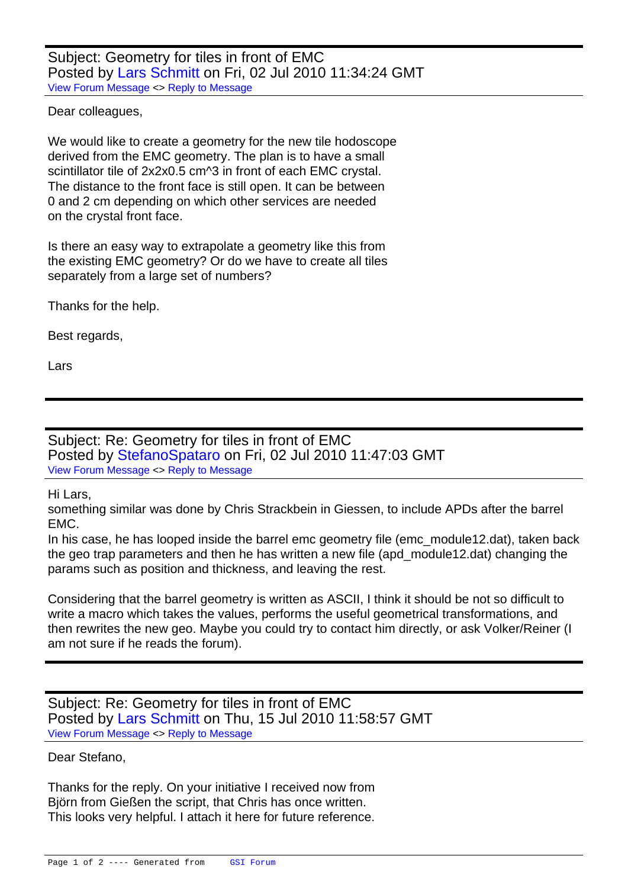Subject: Geometry for tiles in front of EMC
Posted by Lars Schmitt on Fri, 02 Jul 2010 11:34:24 GMT
View Forum Message <> Reply to Message

Dear colleagues,

We would like to create a geometry for the new tile hodoscope derived from the EMC geometry. The plan is to have a small scintillator tile of 2x2x0.5 cm^3 in front of each EMC crystal. The distance to the front face is still open. It can be between 0 and 2 cm depending on which other services are needed on the crystal front face.

Is there an easy way to extrapolate a geometry like this from the existing EMC geometry? Or do we have to create all tiles separately from a large set of numbers?

Thanks for the help.

Best regards,

Lars

---

Subject: Re: Geometry for tiles in front of EMC
Posted by StefanoSpataro on Fri, 02 Jul 2010 11:47:03 GMT
View Forum Message <> Reply to Message

Hi Lars,
something similar was done by Chris Strackbein in Giessen, to include APDs after the barrel EMC.
In his case, he has looped inside the barrel emc geometry file (emc_module12.dat), taken back the geo trap parameters and then he has written a new file (apd_module12.dat) changing the params such as position and thickness, and leaving the rest.

Considering that the barrel geometry is written as ASCII, I think it should be not so difficult to write a macro which takes the values, performs the useful geometrical transformations, and then rewrites the new geo. Maybe you could try to contact him directly, or ask Volker/Reiner (I am not sure if he reads the forum).

---

Subject: Re: Geometry for tiles in front of EMC
Posted by Lars Schmitt on Thu, 15 Jul 2010 11:58:57 GMT
View Forum Message <> Reply to Message

Dear Stefano,

Thanks for the reply. On your initiative I received now from Björn from Gießen the script, that Chris has once written. This looks very helpful. I attach it here for future reference.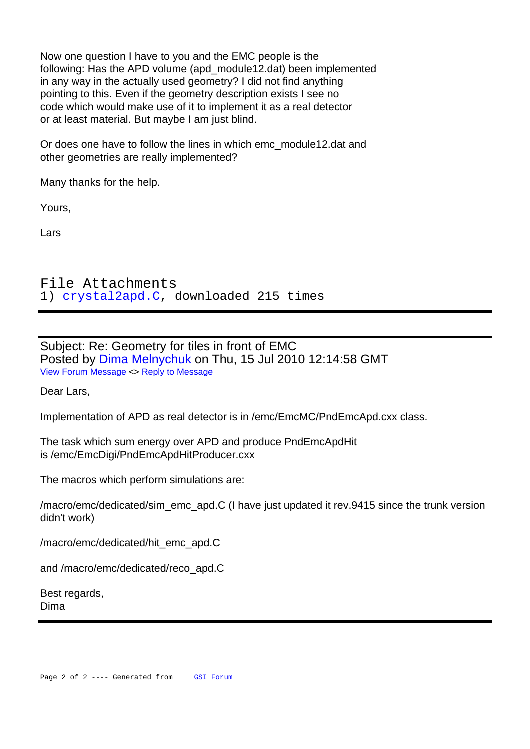Now one question I have to you and the EMC people is the following: Has the APD volume (apd_module12.dat) been implemented in any way in the actually used geometry? I did not find anything pointing to this. Even if the geometry description exists I see no code which would make use of it to implement it as a real detector or at least material. But maybe I am just blind.

Or does one have to follow the lines in which emc_module12.dat and other geometries are really implemented?

Many thanks for the help.

Yours,

Lars

## File Attachments

1) crystal2apd.C, downloaded 215 times

---

## Subject: Re: Geometry for tiles in front of EMC
Posted by Dima Melnychuk on Thu, 15 Jul 2010 12:14:58 GMT
View Forum Message <> Reply to Message

Dear Lars,

Implementation of APD as real detector is in /emc/EmcMC/PndEmcApd.cxx class.

The task which sum energy over APD and produce PndEmcApdHit is /emc/EmcDigi/PndEmcApdHitProducer.cxx

The macros which perform simulations are:

/macro/emc/dedicated/sim_emc_apd.C (I have just updated it rev.9415 since the trunk version didn't work)

/macro/emc/dedicated/hit_emc_apd.C

and /macro/emc/dedicated/reco_apd.C

Best regards,
Dima